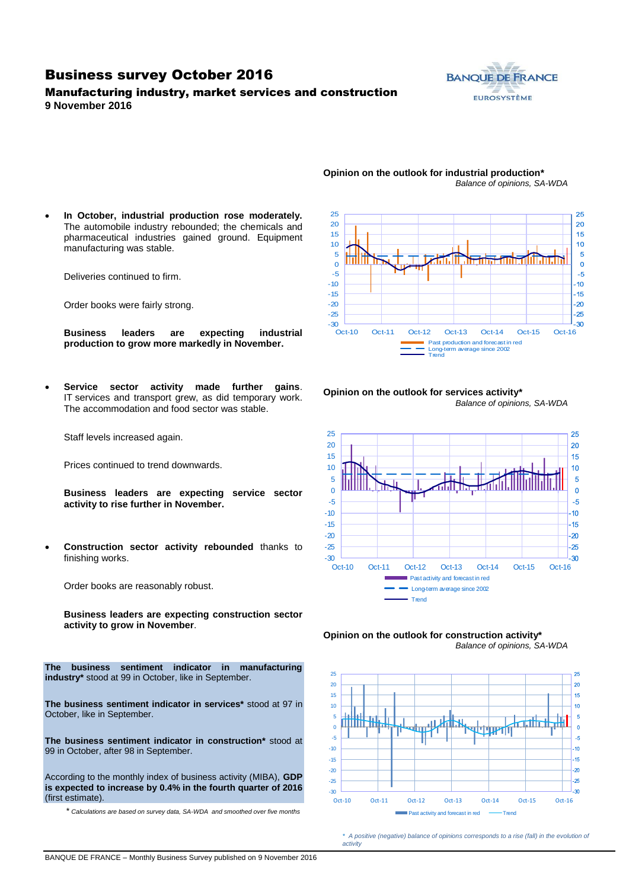# Business survey October 2016

## Manufacturing industry, market services and construction

**9 November 2016**

- **In October, industrial production rose moderately.** The automobile industry rebounded; the chemicals and pharmaceutical industries gained ground. Equipment manufacturing was stable.

  Deliveries continued to firm.

  Order books were fairly strong.

  **Business leaders are expecting industrial production to grow more markedly in November.**

- **Service sector activity made further gains**. IT services and transport grew, as did temporary work. The accommodation and food sector was stable.

  Staff levels increased again.

  Prices continued to trend downwards.

  **Business leaders are expecting service sector activity to rise further in November.**

- **Construction sector activity rebounded** thanks to finishing works.

  Order books are reasonably robust.

  **Business leaders are expecting construction sector activity to grow in November**.

**The business sentiment indicator in manufacturing industry*** stood at 99 in October, like in September.

**The business sentiment indicator in services*** stood at 97 in October, like in September.

**The business sentiment indicator in construction*** stood at 99 in October, after 98 in September.

According to the monthly index of business activity (MIBA), **GDP is expected to increase by 0.4% in the fourth quarter of 2016** (first estimate).

\* *Calculations are based on survey data, SA-WDA and smoothed over five months*

**Opinion on the outlook for industrial production***

*Balance of opinions, SA-WDA*

Past production and forecast in red; Long-term average since 2002; Trend

**Opinion on the outlook for services activity***

*Balance of opinions, SA-WDA*

Past activity and forecast in red; Long-term average since 2002; Trend

**Opinion on the outlook for construction activity***

*Balance of opinions, SA-WDA*

Past activity and forecast in red; Trend

\* *A positive (negative) balance of opinions corresponds to a rise (fall) in the evolution of activity*

BANQUE DE FRANCE – Monthly Business Survey published on 9 November 2016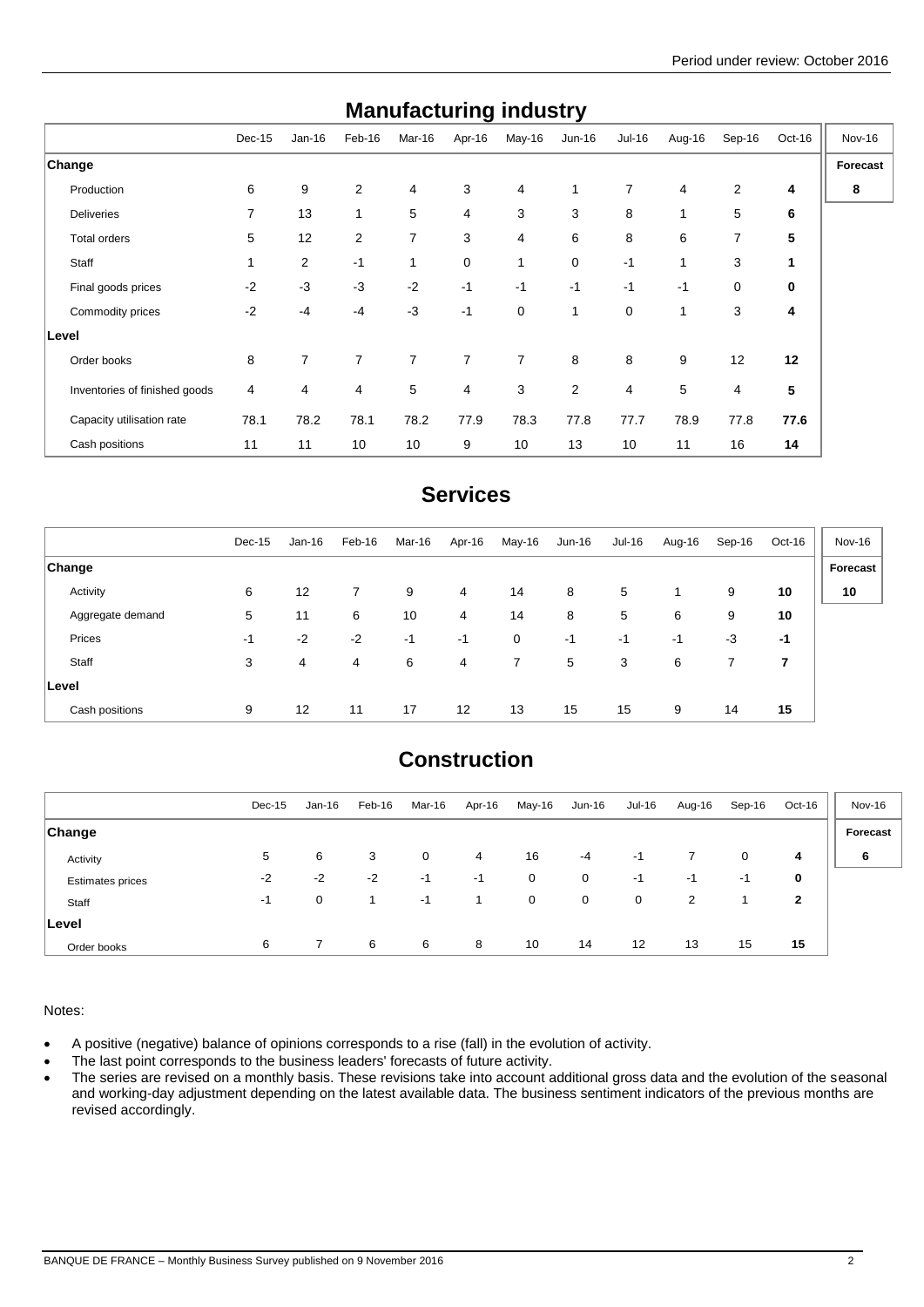Period under review: October 2016

## Manufacturing industry

| | Dec-15 | Jan-16 | Feb-16 | Mar-16 | Apr-16 | May-16 | Jun-16 | Jul-16 | Aug-16 | Sep-16 | Oct-16 | Nov-16 |
|---|---|---|---|---|---|---|---|---|---|---|---|---|
| **Change** | | | | | | | | | | | | **Forecast** |
| Production | 6 | 9 | 2 | 4 | 3 | 4 | 1 | 7 | 4 | 2 | **4** | **8** |
| Deliveries | 7 | 13 | 1 | 5 | 4 | 3 | 3 | 8 | 1 | 5 | **6** | |
| Total orders | 5 | 12 | 2 | 7 | 3 | 4 | 6 | 8 | 6 | 7 | **5** | |
| Staff | 1 | 2 | -1 | 1 | 0 | 1 | 0 | -1 | 1 | 3 | **1** | |
| Final goods prices | -2 | -3 | -3 | -2 | -1 | -1 | -1 | -1 | -1 | 0 | **0** | |
| Commodity prices | -2 | -4 | -4 | -3 | -1 | 0 | 1 | 0 | 1 | 3 | **4** | |
| **Level** | | | | | | | | | | | | |
| Order books | 8 | 7 | 7 | 7 | 7 | 7 | 8 | 8 | 9 | 12 | **12** | |
| Inventories of finished goods | 4 | 4 | 4 | 5 | 4 | 3 | 2 | 4 | 5 | 4 | **5** | |
| Capacity utilisation rate | 78.1 | 78.2 | 78.1 | 78.2 | 77.9 | 78.3 | 77.8 | 77.7 | 78.9 | 77.8 | **77.6** | |
| Cash positions | 11 | 11 | 10 | 10 | 9 | 10 | 13 | 10 | 11 | 16 | **14** | |

## Services

| | Dec-15 | Jan-16 | Feb-16 | Mar-16 | Apr-16 | May-16 | Jun-16 | Jul-16 | Aug-16 | Sep-16 | Oct-16 | Nov-16 |
|---|---|---|---|---|---|---|---|---|---|---|---|---|
| **Change** | | | | | | | | | | | | **Forecast** |
| Activity | 6 | 12 | 7 | 9 | 4 | 14 | 8 | 5 | 1 | 9 | **10** | **10** |
| Aggregate demand | 5 | 11 | 6 | 10 | 4 | 14 | 8 | 5 | 6 | 9 | **10** | |
| Prices | -1 | -2 | -2 | -1 | -1 | 0 | -1 | -1 | -1 | -3 | **-1** | |
| Staff | 3 | 4 | 4 | 6 | 4 | 7 | 5 | 3 | 6 | 7 | **7** | |
| **Level** | | | | | | | | | | | | |
| Cash positions | 9 | 12 | 11 | 17 | 12 | 13 | 15 | 15 | 9 | 14 | **15** | |

## Construction

| | Dec-15 | Jan-16 | Feb-16 | Mar-16 | Apr-16 | May-16 | Jun-16 | Jul-16 | Aug-16 | Sep-16 | Oct-16 | Nov-16 |
|---|---|---|---|---|---|---|---|---|---|---|---|---|
| **Change** | | | | | | | | | | | | **Forecast** |
| Activity | 5 | 6 | 3 | 0 | 4 | 16 | -4 | -1 | 7 | 0 | **4** | **6** |
| Estimates prices | -2 | -2 | -2 | -1 | -1 | 0 | 0 | -1 | -1 | -1 | **0** | |
| Staff | -1 | 0 | 1 | -1 | 1 | 0 | 0 | 0 | 2 | 1 | **2** | |
| **Level** | | | | | | | | | | | | |
| Order books | 6 | 7 | 6 | 6 | 8 | 10 | 14 | 12 | 13 | 15 | **15** | |

Notes:

- A positive (negative) balance of opinions corresponds to a rise (fall) in the evolution of activity.
- The last point corresponds to the business leaders' forecasts of future activity.
- The series are revised on a monthly basis. These revisions take into account additional gross data and the evolution of the seasonal and working-day adjustment depending on the latest available data. The business sentiment indicators of the previous months are revised accordingly.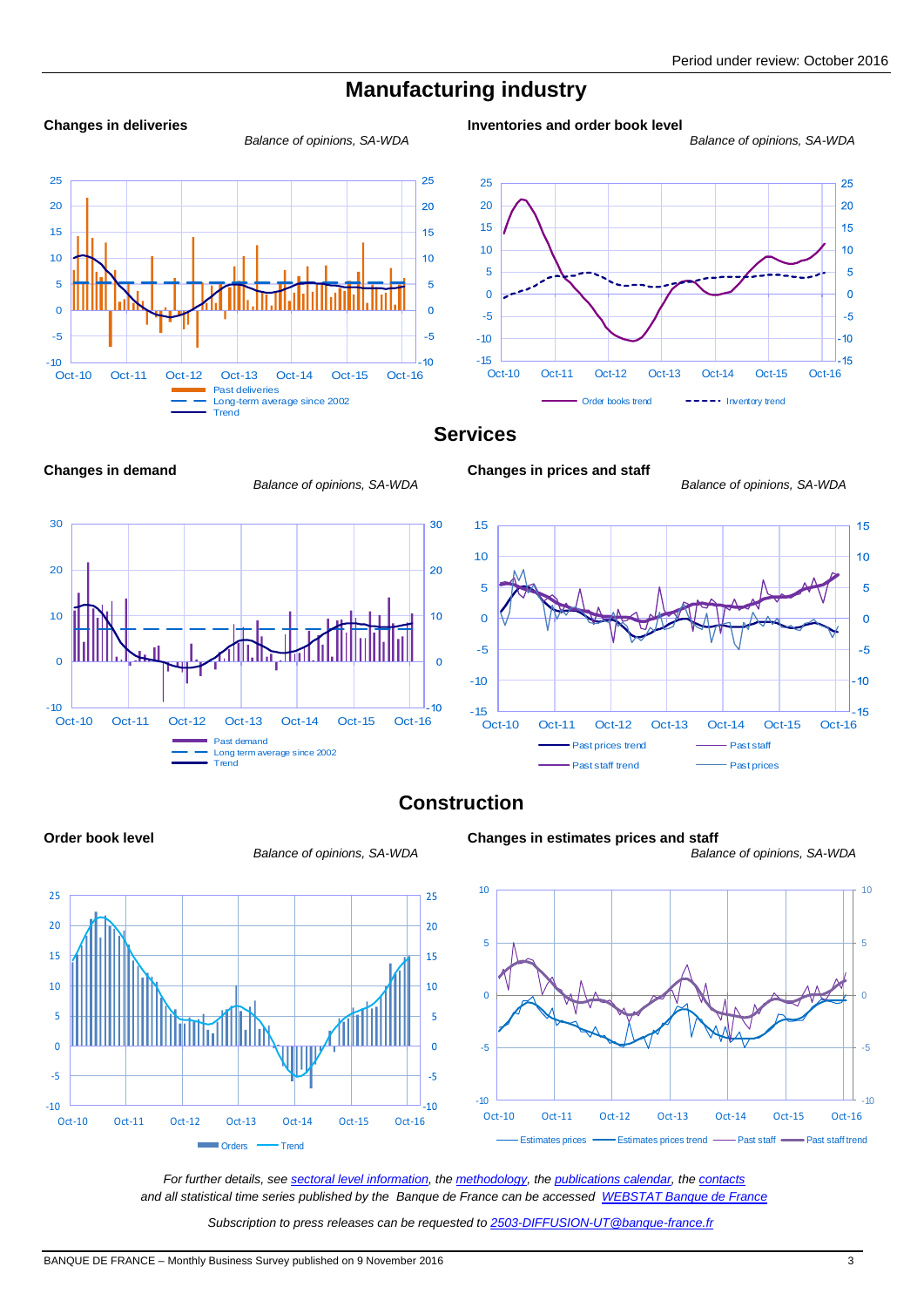Period under review: October 2016

# Manufacturing industry

**Changes in deliveries**

*Balance of opinions, SA-WDA*

25
20
15
10
5
0
-5
-10

Oct-10 Oct-11 Oct-12 Oct-13 Oct-14 Oct-15 Oct-16

Past deliveries
Long-term average since 2002
Trend

**Inventories and order book level**

*Balance of opinions, SA-WDA*

25
20
15
10
5
0
-5
-10
-15

Oct-10 Oct-11 Oct-12 Oct-13 Oct-14 Oct-15 Oct-16

Order books trend
Inventory trend

# Services

**Changes in demand**

*Balance of opinions, SA-WDA*

30
20
10
0
-10

Oct-10 Oct-11 Oct-12 Oct-13 Oct-14 Oct-15 Oct-16

Past demand
Long term average since 2002
Trend

**Changes in prices and staff**

*Balance of opinions, SA-WDA*

15
10
5
0
-5
-10
-15

Oct-10 Oct-11 Oct-12 Oct-13 Oct-14 Oct-15 Oct-16

Past prices trend
Past staff
Past staff trend
Past prices

# Construction

**Order book level**

*Balance of opinions, SA-WDA*

25
20
15
10
5
0
-5
-10

Oct-10 Oct-11 Oct-12 Oct-13 Oct-14 Oct-15 Oct-16

Orders
Trend

**Changes in estimates prices and staff**

*Balance of opinions, SA-WDA*

10
5
0
-5
-10

Oct-10 Oct-11 Oct-12 Oct-13 Oct-14 Oct-15 Oct-16

Estimates prices
Estimates prices trend
Past staff
Past staff trend

*For further details, see sectoral level information, the methodology, the publications calendar, the contacts and all statistical time series published by the Banque de France can be accessed WEBSTAT Banque de France*

*Subscription to press releases can be requested to 2503-DIFFUSION-UT@banque-france.fr*

BANQUE DE FRANCE – Monthly Business Survey published on 9 November 2016